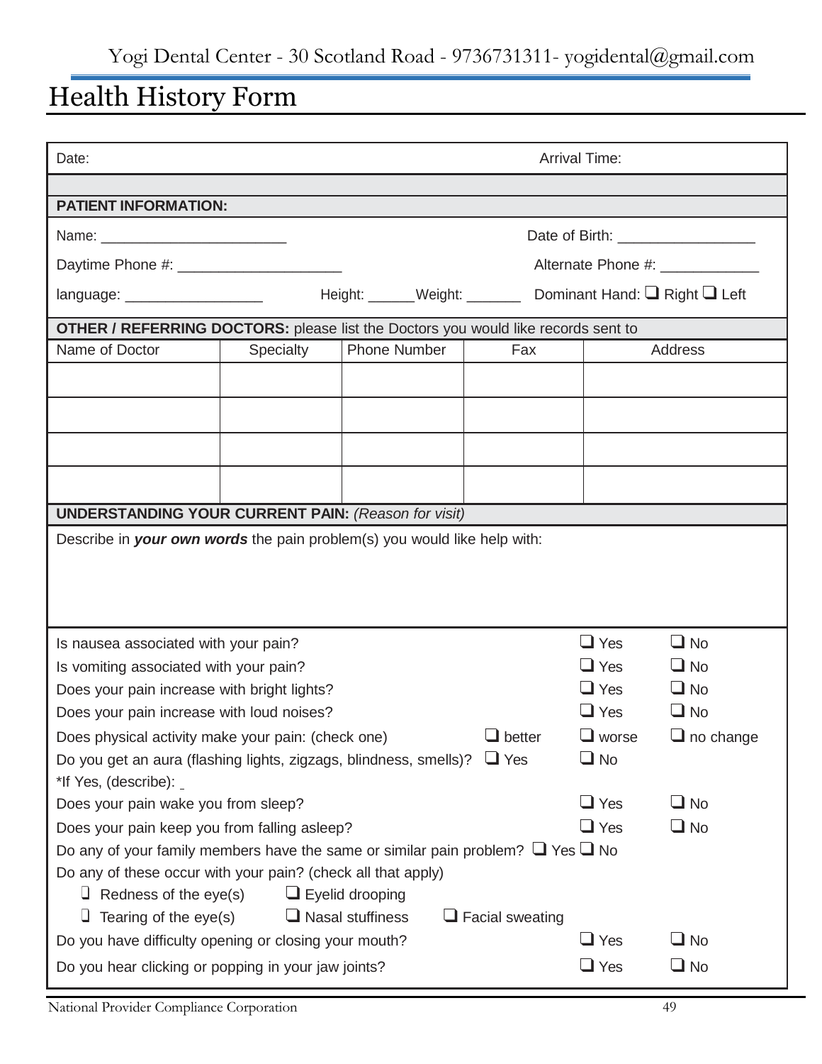Yogi Dental Center - 30 Scotland Road - 9736731311- yogidental@gmail.com

# Health History Form

Date: Arrival Time:

**PATIENT INFORMATION:**

Name: ________________________ Date of Birth: _________________

Daytime Phone #: ____________________ Alternate Phone #: ____________

language: _________________ Height: ______Weight: _______ Dominant Hand: ❑ Right ❑ Left

**OTHER / REFERRING DOCTORS:** please list the Doctors you would like records sent to

| Name of Doctor | Specialty | Phone Number | Fax | Address |
|---|---|---|---|---|
| | | | | |
| | | | | |
| | | | | |
| | | | | |

**UNDERSTANDING YOUR CURRENT PAIN:** *(Reason for visit)*

Describe in ***your own words*** the pain problem(s) you would like help with:

Is nausea associated with your pain? ❑ Yes ❑ No

Is vomiting associated with your pain? ❑ Yes ❑ No

Does your pain increase with bright lights? ❑ Yes ❑ No

Does your pain increase with loud noises? ❑ Yes ❑ No

Does physical activity make your pain: (check one) ❑ better ❑ worse ❑ no change

Do you get an aura (flashing lights, zigzags, blindness, smells)? ❑ Yes ❑ No

*If Yes, (describe): _

Does your pain wake you from sleep? ❑ Yes ❑ No

Does your pain keep you from falling asleep? ❑ Yes ❑ No

Do any of your family members have the same or similar pain problem? ❑ Yes ❑ No

Do any of these occur with your pain? (check all that apply)

❑ Redness of the eye(s) ❑ Eyelid drooping

❑ Tearing of the eye(s) ❑ Nasal stuffiness ❑ Facial sweating

Do you have difficulty opening or closing your mouth? ❑ Yes ❑ No

Do you hear clicking or popping in your jaw joints? ❑ Yes ❑ No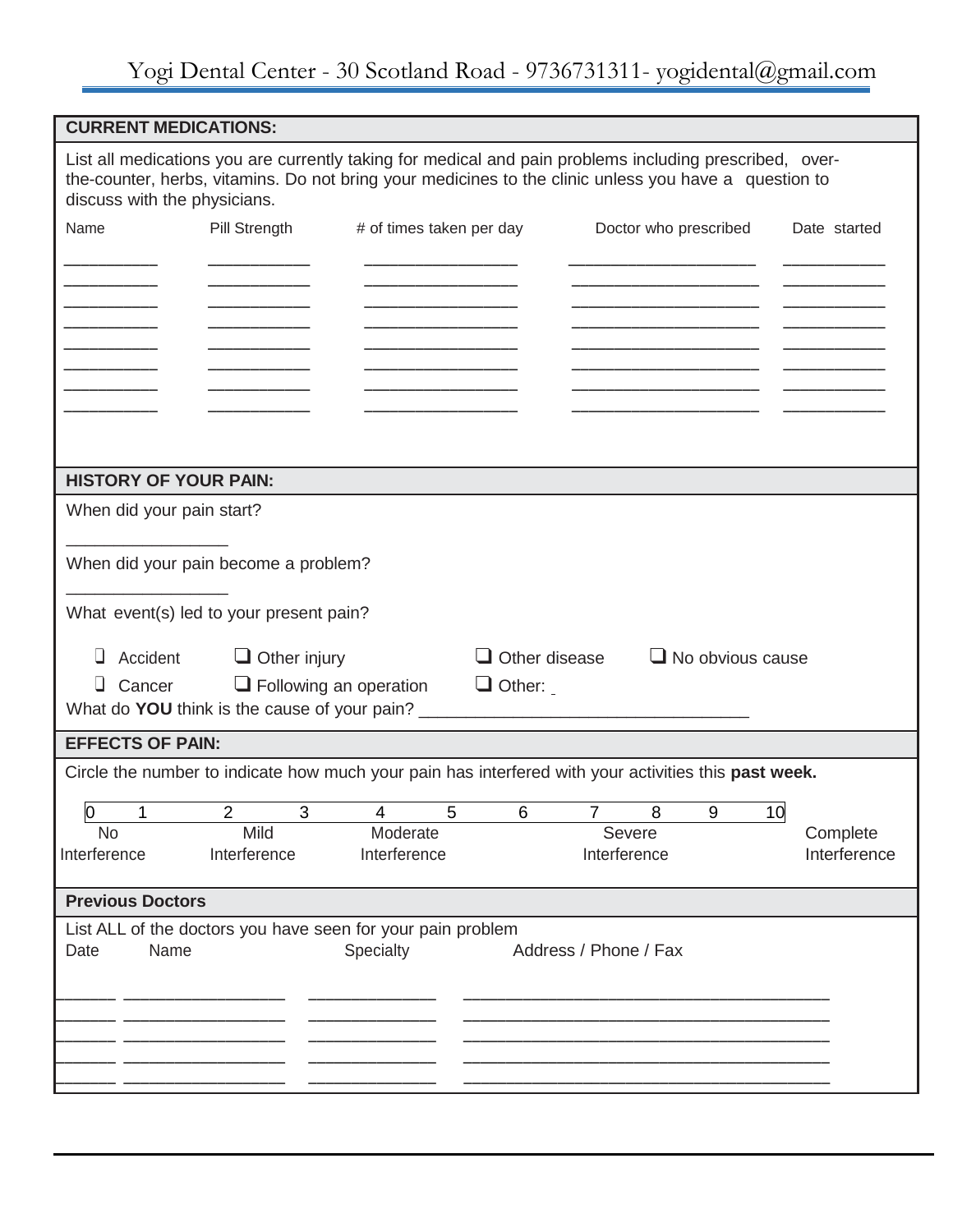Yogi Dental Center - 30 Scotland Road - 9736731311- yogidental@gmail.com

## CURRENT MEDICATIONS:

List all medications you are currently taking for medical and pain problems including prescribed, over-the-counter, herbs, vitamins. Do not bring your medicines to the clinic unless you have a question to discuss with the physicians.

| Name | Pill Strength | # of times taken per day | Doctor who prescribed | Date started |
|---|---|---|---|---|
| __________ | ___________ | ________________ | ____________________ | ___________ |
| __________ | ___________ | ________________ | ____________________ | ___________ |
| __________ | ___________ | ________________ | ____________________ | ___________ |
| __________ | ___________ | ________________ | ____________________ | ___________ |
| __________ | ___________ | ________________ | ____________________ | ___________ |
| __________ | ___________ | ________________ | ____________________ | ___________ |
| __________ | ___________ | ________________ | ____________________ | ___________ |
| __________ | ___________ | ________________ | ____________________ | ___________ |

## HISTORY OF YOUR PAIN:

When did your pain start?

_________________

When did your pain become a problem?

_________________

What event(s) led to your present pain?

- ❑ Accident
- ❑ Other injury
- ❑ Other disease
- ❑ No obvious cause
- ❑ Cancer
- ❑ Following an operation
- ❑ Other: _

What do **YOU** think is the cause of your pain? __________________________________

## EFFECTS OF PAIN:

Circle the number to indicate how much your pain has interfered with your activities this **past week.**

| 0 | 1 | 2 | 3 | 4 | 5 | 6 | 7 | 8 | 9 | 10 |
|---|---|---|---|---|---|---|---|---|---|---|
| No Interference | | Mild Interference | | Moderate Interference | | | Severe Interference | | | Complete Interference |

## Previous Doctors

List ALL of the doctors you have seen for your pain problem

| Date | Name | Specialty | Address / Phone / Fax |
|---|---|---|---|
| ______ | ________________ | _____________ | ______________________________________ |
| ______ | ________________ | _____________ | ______________________________________ |
| ______ | ________________ | _____________ | ______________________________________ |
| ______ | ________________ | _____________ | ______________________________________ |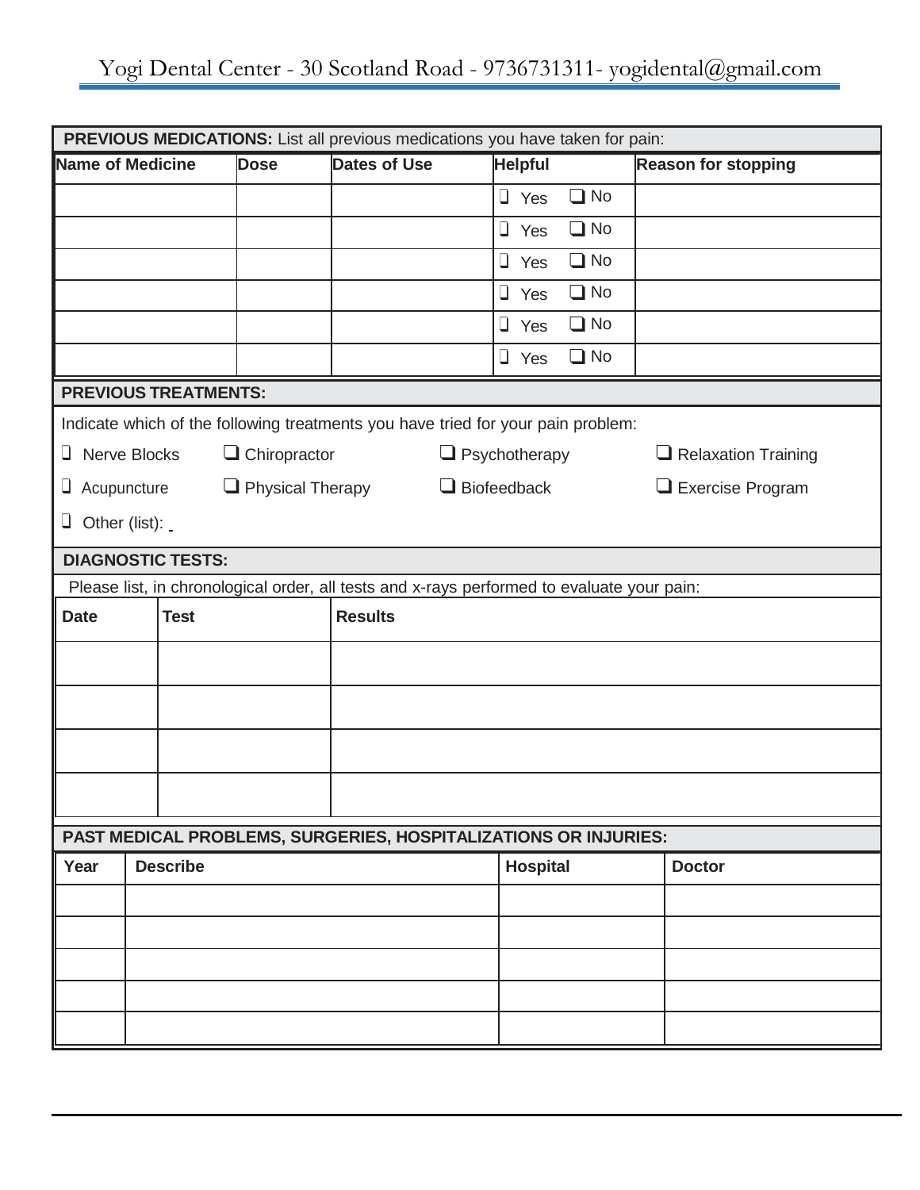Yogi Dental Center - 30 Scotland Road - 9736731311- yogidental@gmail.com

**PREVIOUS MEDICATIONS:** List all previous medications you have taken for pain:

| Name of Medicine | Dose | Dates of Use | Helpful | Reason for stopping |
|---|---|---|---|---|
| | | | ❑ Yes ❑ No | |
| | | | ❑ Yes ❑ No | |
| | | | ❑ Yes ❑ No | |
| | | | ❑ Yes ❑ No | |
| | | | ❑ Yes ❑ No | |
| | | | ❑ Yes ❑ No | |

**PREVIOUS TREATMENTS:**

Indicate which of the following treatments you have tried for your pain problem:

❑ Nerve Blocks ❑ Chiropractor ❑ Psychotherapy ❑ Relaxation Training

❑ Acupuncture ❑ Physical Therapy ❑ Biofeedback ❑ Exercise Program

❑ Other (list): _

**DIAGNOSTIC TESTS:**

Please list, in chronological order, all tests and x-rays performed to evaluate your pain:

| Date | Test | Results |
|---|---|---|
| | | |
| | | |
| | | |
| | | |

**PAST MEDICAL PROBLEMS, SURGERIES, HOSPITALIZATIONS OR INJURIES:**

| Year | Describe | Hospital | Doctor |
|---|---|---|---|
| | | | |
| | | | |
| | | | |
| | | | |
| | | | |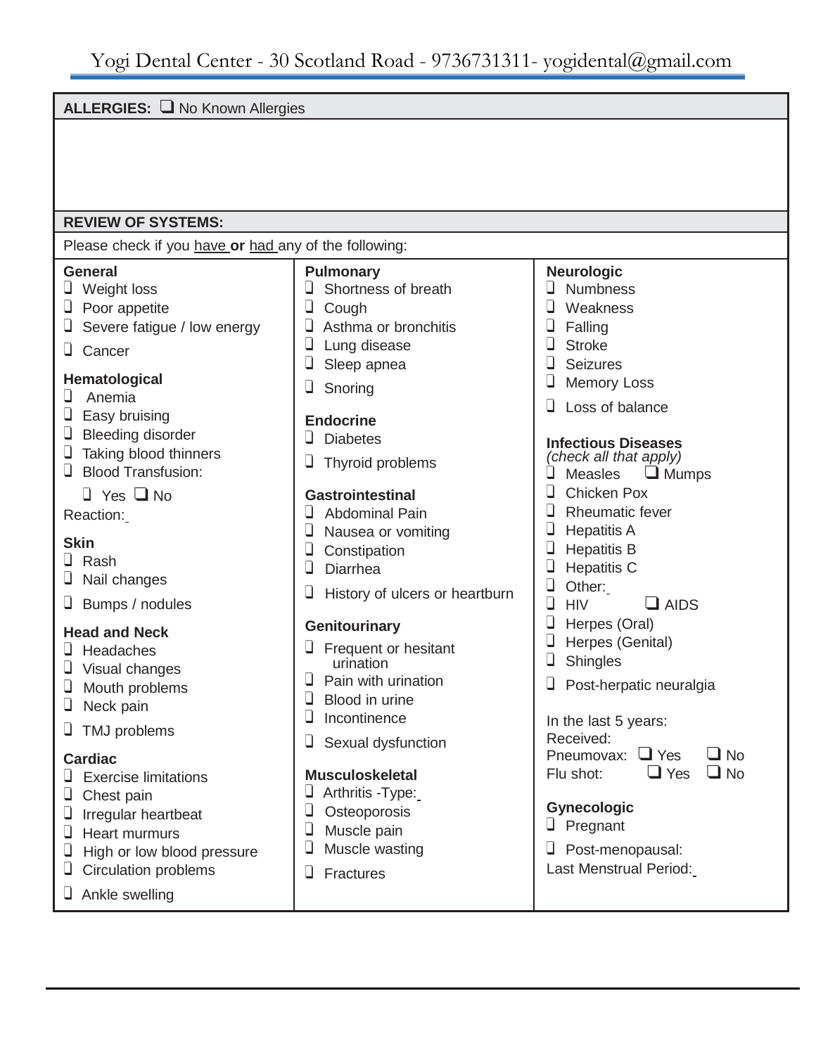Yogi Dental Center - 30 Scotland Road - 9736731311- yogidental@gmail.com

**ALLERGIES:** ❑ No Known Allergies

**REVIEW OF SYSTEMS:**

Please check if you have **or** had any of the following:

**General**
- ❑ Weight loss
- ❑ Poor appetite
- ❑ Severe fatigue / low energy
- ❑ Cancer

**Hematological**
- ❑ Anemia
- ❑ Easy bruising
- ❑ Bleeding disorder
- ❑ Taking blood thinners
- ❑ Blood Transfusion:

  ❑ Yes ❑ No

Reaction:

**Skin**
- ❑ Rash
- ❑ Nail changes
- ❑ Bumps / nodules

**Head and Neck**
- ❑ Headaches
- ❑ Visual changes
- ❑ Mouth problems
- ❑ Neck pain
- ❑ TMJ problems

**Cardiac**
- ❑ Exercise limitations
- ❑ Chest pain
- ❑ Irregular heartbeat
- ❑ Heart murmurs
- ❑ High or low blood pressure
- ❑ Circulation problems
- ❑ Ankle swelling

**Pulmonary**
- ❑ Shortness of breath
- ❑ Cough
- ❑ Asthma or bronchitis
- ❑ Lung disease
- ❑ Sleep apnea
- ❑ Snoring

**Endocrine**
- ❑ Diabetes
- ❑ Thyroid problems

**Gastrointestinal**
- ❑ Abdominal Pain
- ❑ Nausea or vomiting
- ❑ Constipation
- ❑ Diarrhea
- ❑ History of ulcers or heartburn

**Genitourinary**
- ❑ Frequent or hesitant urination
- ❑ Pain with urination
- ❑ Blood in urine
- ❑ Incontinence
- ❑ Sexual dysfunction

**Musculoskeletal**
- ❑ Arthritis -Type:
- ❑ Osteoporosis
- ❑ Muscle pain
- ❑ Muscle wasting
- ❑ Fractures

**Neurologic**
- ❑ Numbness
- ❑ Weakness
- ❑ Falling
- ❑ Stroke
- ❑ Seizures
- ❑ Memory Loss
- ❑ Loss of balance

**Infectious Diseases**
*(check all that apply)*
- ❑ Measles ❑ Mumps
- ❑ Chicken Pox
- ❑ Rheumatic fever
- ❑ Hepatitis A
- ❑ Hepatitis B
- ❑ Hepatitis C
- ❑ Other:
- ❑ HIV ❑ AIDS
- ❑ Herpes (Oral)
- ❑ Herpes (Genital)
- ❑ Shingles
- ❑ Post-herpatic neuralgia

In the last 5 years:
Received:
Pneumovax: ❑ Yes ❑ No
Flu shot: ❑ Yes ❑ No

**Gynecologic**
- ❑ Pregnant
- ❑ Post-menopausal:

Last Menstrual Period: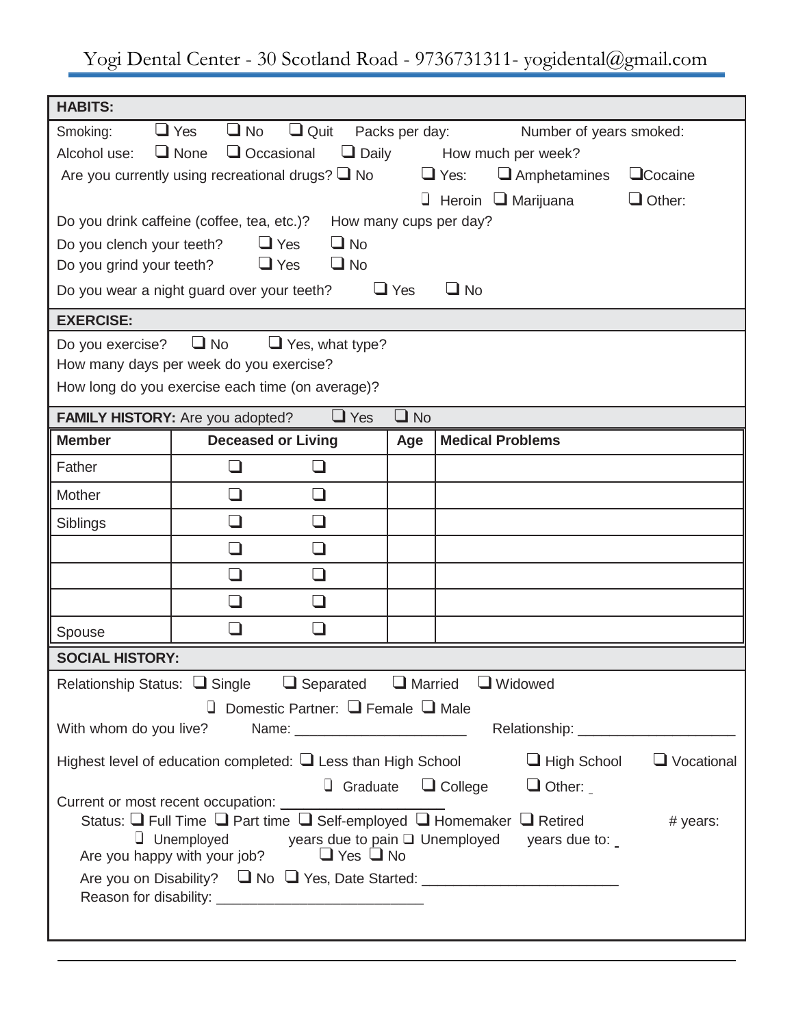Yogi Dental Center - 30 Scotland Road - 9736731311- yogidental@gmail.com

## HABITS:

Smoking: ❑ Yes ❑ No ❑ Quit Packs per day: Number of years smoked:

Alcohol use: ❑ None ❑ Occasional ❑ Daily How much per week?

Are you currently using recreational drugs? ❑ No ❑ Yes: ❑ Amphetamines ❑ Cocaine ❑ Heroin ❑ Marijuana ❑ Other:

Do you drink caffeine (coffee, tea, etc.)? How many cups per day?

Do you clench your teeth? ❑ Yes ❑ No

Do you grind your teeth? ❑ Yes ❑ No

Do you wear a night guard over your teeth? ❑ Yes ❑ No

## EXERCISE:

Do you exercise? ❑ No ❑ Yes, what type?

How many days per week do you exercise?

How long do you exercise each time (on average)?

## FAMILY HISTORY: Are you adopted? ❑ Yes ❑ No

| Member | Deceased or Living | | Age | Medical Problems |
|---|---|---|---|---|
| Father | ❑ | ❑ | | |
| Mother | ❑ | ❑ | | |
| Siblings | ❑ | ❑ | | |
| | ❑ | ❑ | | |
| | ❑ | ❑ | | |
| | ❑ | ❑ | | |
| Spouse | ❑ | ❑ | | |

## SOCIAL HISTORY:

Relationship Status: ❑ Single ❑ Separated ❑ Married ❑ Widowed ❑ Domestic Partner: ❑ Female ❑ Male

With whom do you live? Name: ______________________ Relationship: ____________________

Highest level of education completed: ❑ Less than High School ❑ High School ❑ Vocational ❑ Graduate ❑ College ❑ Other: _

Current or most recent occupation: ________________

Status: ❑ Full Time ❑ Part time ❑ Self-employed ❑ Homemaker ❑ Retired # years: ❑ Unemployed years due to pain ❑ Unemployed years due to: _

Are you happy with your job? ❑ Yes ❑ No

Are you on Disability? ❑ No ❑ Yes, Date Started: ________________________

Reason for disability: __________________________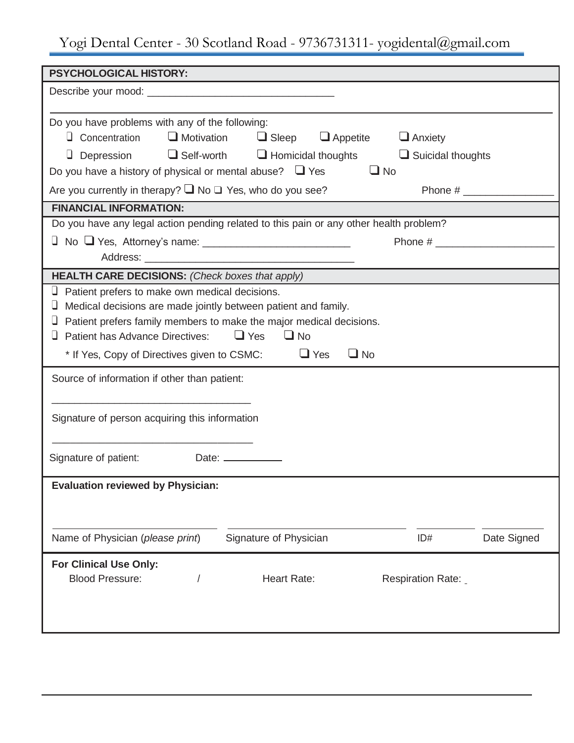Yogi Dental Center - 30 Scotland Road - 9736731311- yogidental@gmail.com

## PSYCHOLOGICAL HISTORY:

Describe your mood: ________________________________

______________________________________________________________________________

Do you have problems with any of the following:

- ❑ Concentration ❑ Motivation ❑ Sleep ❑ Appetite ❑ Anxiety
- ❑ Depression ❑ Self-worth ❑ Homicidal thoughts ❑ Suicidal thoughts

Do you have a history of physical or mental abuse? ❑ Yes ❑ No

Are you currently in therapy? ❑ No ❑ Yes, who do you see? Phone # ______________

## FINANCIAL INFORMATION:

Do you have any legal action pending related to this pain or any other health problem?

❑ No ❑ Yes, Attorney's name: _________________________ Phone # ____________________

Address: ____________________________________

## HEALTH CARE DECISIONS: *(Check boxes that apply)*

- ❑ Patient prefers to make own medical decisions.
- ❑ Medical decisions are made jointly between patient and family.
- ❑ Patient prefers family members to make the major medical decisions.
- ❑ Patient has Advance Directives: ❑ Yes ❑ No

  * If Yes, Copy of Directives given to CSMC: ❑ Yes ❑ No

Source of information if other than patient:

___________________________________

Signature of person acquiring this information

___________________________________

Signature of patient: Date: __________

**Evaluation reviewed by Physician:**

| ____________________ | ____________________ | __________ | __________ |
|---|---|---|---|
| Name of Physician (*please print*) | Signature of Physician | ID# | Date Signed |

**For Clinical Use Only:**

Blood Pressure: / Heart Rate: Respiration Rate: _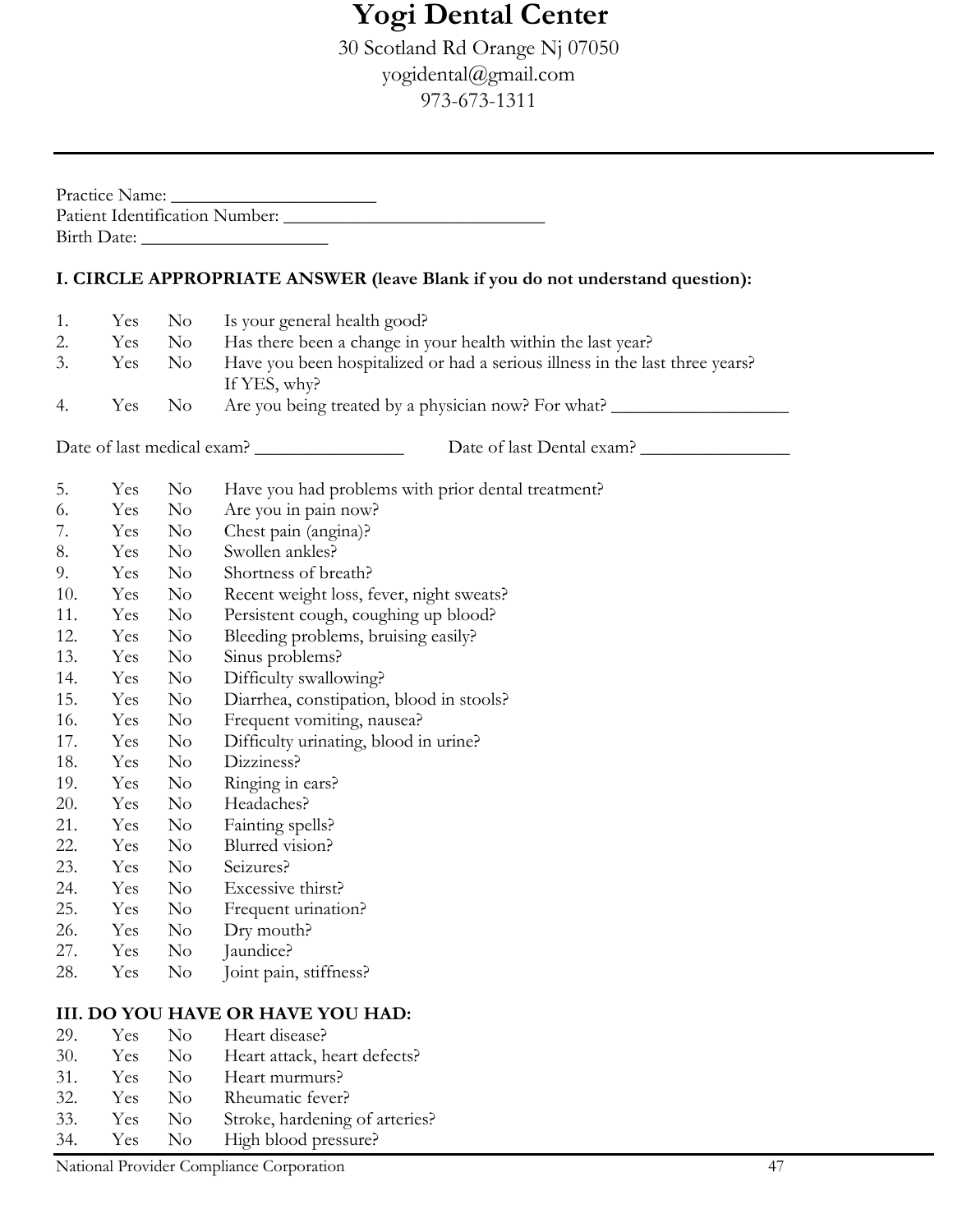# Yogi Dental Center

30 Scotland Rd Orange Nj 07050
yogidental@gmail.com
973-673-1311

---

Practice Name: ______________________
Patient Identification Number: ____________________________
Birth Date: ____________________

**I. CIRCLE APPROPRIATE ANSWER (leave Blank if you do not understand question):**

1. Yes No Is your general health good?
2. Yes No Has there been a change in your health within the last year?
3. Yes No Have you been hospitalized or had a serious illness in the last three years? If YES, why?
4. Yes No Are you being treated by a physician now? For what? ___________________

Date of last medical exam? ________________ Date of last Dental exam? ________________

5. Yes No Have you had problems with prior dental treatment?
6. Yes No Are you in pain now?
7. Yes No Chest pain (angina)?
8. Yes No Swollen ankles?
9. Yes No Shortness of breath?
10. Yes No Recent weight loss, fever, night sweats?
11. Yes No Persistent cough, coughing up blood?
12. Yes No Bleeding problems, bruising easily?
13. Yes No Sinus problems?
14. Yes No Difficulty swallowing?
15. Yes No Diarrhea, constipation, blood in stools?
16. Yes No Frequent vomiting, nausea?
17. Yes No Difficulty urinating, blood in urine?
18. Yes No Dizziness?
19. Yes No Ringing in ears?
20. Yes No Headaches?
21. Yes No Fainting spells?
22. Yes No Blurred vision?
23. Yes No Seizures?
24. Yes No Excessive thirst?
25. Yes No Frequent urination?
26. Yes No Dry mouth?
27. Yes No Jaundice?
28. Yes No Joint pain, stiffness?

**III. DO YOU HAVE OR HAVE YOU HAD:**

29. Yes No Heart disease?
30. Yes No Heart attack, heart defects?
31. Yes No Heart murmurs?
32. Yes No Rheumatic fever?
33. Yes No Stroke, hardening of arteries?
34. Yes No High blood pressure?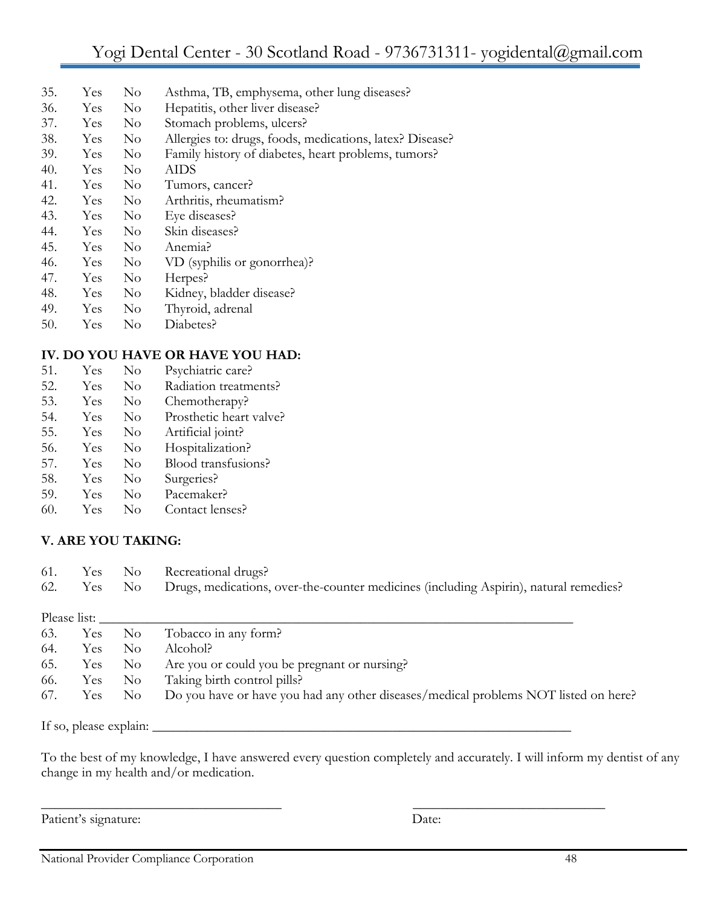35. Yes No Asthma, TB, emphysema, other lung diseases?
36. Yes No Hepatitis, other liver disease?
37. Yes No Stomach problems, ulcers?
38. Yes No Allergies to: drugs, foods, medications, latex? Disease?
39. Yes No Family history of diabetes, heart problems, tumors?
40. Yes No AIDS
41. Yes No Tumors, cancer?
42. Yes No Arthritis, rheumatism?
43. Yes No Eye diseases?
44. Yes No Skin diseases?
45. Yes No Anemia?
46. Yes No VD (syphilis or gonorrhea)?
47. Yes No Herpes?
48. Yes No Kidney, bladder disease?
49. Yes No Thyroid, adrenal
50. Yes No Diabetes?

**IV. DO YOU HAVE OR HAVE YOU HAD:**

51. Yes No Psychiatric care?
52. Yes No Radiation treatments?
53. Yes No Chemotherapy?
54. Yes No Prosthetic heart valve?
55. Yes No Artificial joint?
56. Yes No Hospitalization?
57. Yes No Blood transfusions?
58. Yes No Surgeries?
59. Yes No Pacemaker?
60. Yes No Contact lenses?

**V. ARE YOU TAKING:**

61. Yes No Recreational drugs?
62. Yes No Drugs, medications, over-the-counter medicines (including Aspirin), natural remedies?

Please list: ___________________________________________________________________________

63. Yes No Tobacco in any form?
64. Yes No Alcohol?
65. Yes No Are you or could you be pregnant or nursing?
66. Yes No Taking birth control pills?
67. Yes No Do you have or have you had any other diseases/medical problems NOT listed on here?

If so, please explain: ______________________________________________________________

To the best of my knowledge, I have answered every question completely and accurately. I will inform my dentist of any change in my health and/or medication.

_____________________________________ _____________________________

Patient's signature: Date: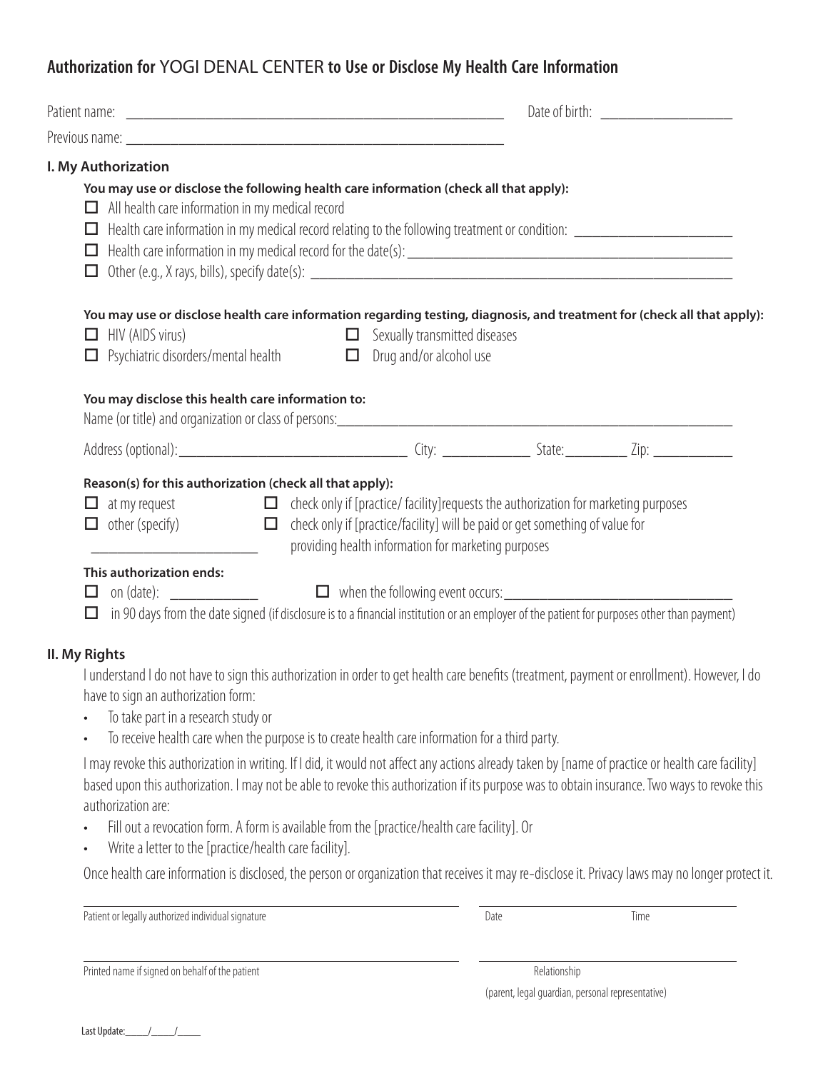## Authorization for YOGI DENAL CENTER to Use or Disclose My Health Care Information

Patient name: ______________________________________________________ Date of birth: ___________________

Previous name: ______________________________________________________

### I. My Authorization

**You may use or disclose the following health care information (check all that apply):**

- ☐ All health care information in my medical record
- ☐ Health care information in my medical record relating to the following treatment or condition: ________________________
- ☐ Health care information in my medical record for the date(s): ______________________________________________
- ☐ Other (e.g., X rays, bills), specify date(s): ______________________________________________________________

**You may use or disclose health care information regarding testing, diagnosis, and treatment for (check all that apply):**

- ☐ HIV (AIDS virus)
- ☐ Sexually transmitted diseases
- ☐ Psychiatric disorders/mental health
- ☐ Drug and/or alcohol use

**You may disclose this health care information to:**

Name (or title) and organization or class of persons: ____________________________________________________________

Address (optional): __________________________________ City: _____________ State: _________ Zip: ___________

**Reason(s) for this authorization (check all that apply):**

- ☐ at my request
- ☐ other (specify) ________________________
- ☐ check only if [practice/ facility]requests the authorization for marketing purposes
- ☐ check only if [practice/facility] will be paid or get something of value for providing health information for marketing purposes

**This authorization ends:**

- ☐ on (date): _____________
- ☐ when the following event occurs: __________________________________
- ☐ in 90 days from the date signed (if disclosure is to a financial institution or an employer of the patient for purposes other than payment)

### II. My Rights

I understand I do not have to sign this authorization in order to get health care benefits (treatment, payment or enrollment). However, I do have to sign an authorization form:

- To take part in a research study or
- To receive health care when the purpose is to create health care information for a third party.

I may revoke this authorization in writing. If I did, it would not affect any actions already taken by [name of practice or health care facility] based upon this authorization. I may not be able to revoke this authorization if its purpose was to obtain insurance. Two ways to revoke this authorization are:

- Fill out a revocation form. A form is available from the [practice/health care facility]. Or
- Write a letter to the [practice/health care facility].

Once health care information is disclosed, the person or organization that receives it may re-disclose it. Privacy laws may no longer protect it.

_______________________________________________ ___________________________

Patient or legally authorized individual signature Date Time

_______________________________________________ ___________________________

Printed name if signed on behalf of the patient Relationship
(parent, legal guardian, personal representative)

Last Update:_____/_____/_____